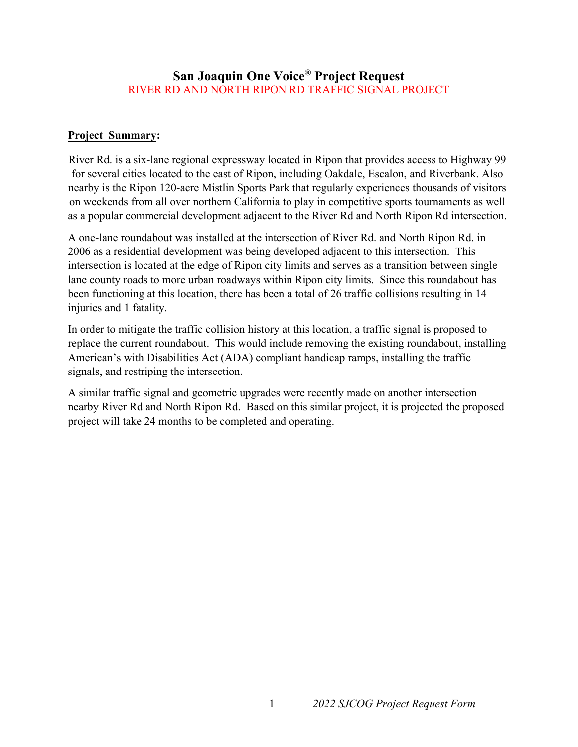# San Joaquin One Voice® Project Request

## RIVER RD AND NORTH RIPON RD TRAFFIC SIGNAL PROJECT

**Project Summary:**

River Rd. is a six-lane regional expressway located in Ripon that provides access to Highway 99 for several cities located to the east of Ripon, including Oakdale, Escalon, and Riverbank. Also nearby is the Ripon 120-acre Mistlin Sports Park that regularly experiences thousands of visitors on weekends from all over northern California to play in competitive sports tournaments as well as a popular commercial development adjacent to the River Rd and North Ripon Rd intersection.

A one-lane roundabout was installed at the intersection of River Rd. and North Ripon Rd. in 2006 as a residential development was being developed adjacent to this intersection. This intersection is located at the edge of Ripon city limits and serves as a transition between single lane county roads to more urban roadways within Ripon city limits. Since this roundabout has been functioning at this location, there has been a total of 26 traffic collisions resulting in 14 injuries and 1 fatality.

In order to mitigate the traffic collision history at this location, a traffic signal is proposed to replace the current roundabout. This would include removing the existing roundabout, installing American's with Disabilities Act (ADA) compliant handicap ramps, installing the traffic signals, and restriping the intersection.

A similar traffic signal and geometric upgrades were recently made on another intersection nearby River Rd and North Ripon Rd. Based on this similar project, it is projected the proposed project will take 24 months to be completed and operating.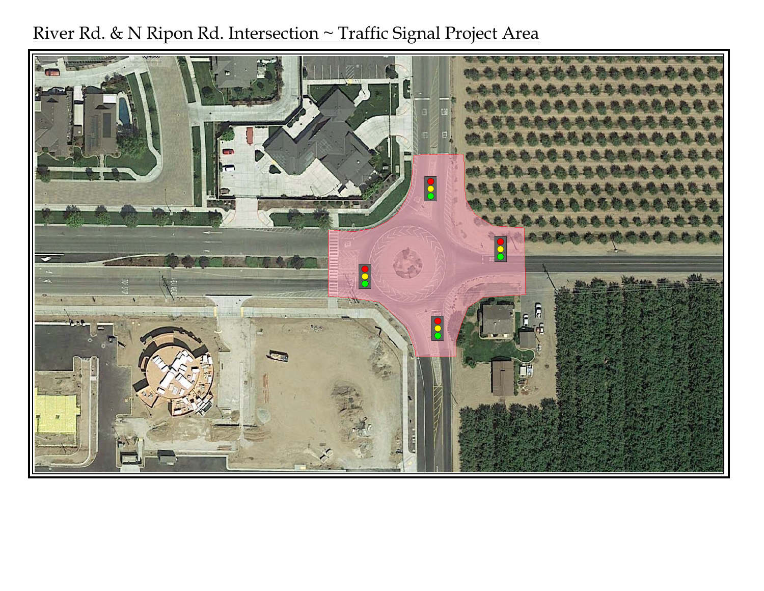River Rd. & N Ripon Rd. Intersection ~ Traffic Signal Project Area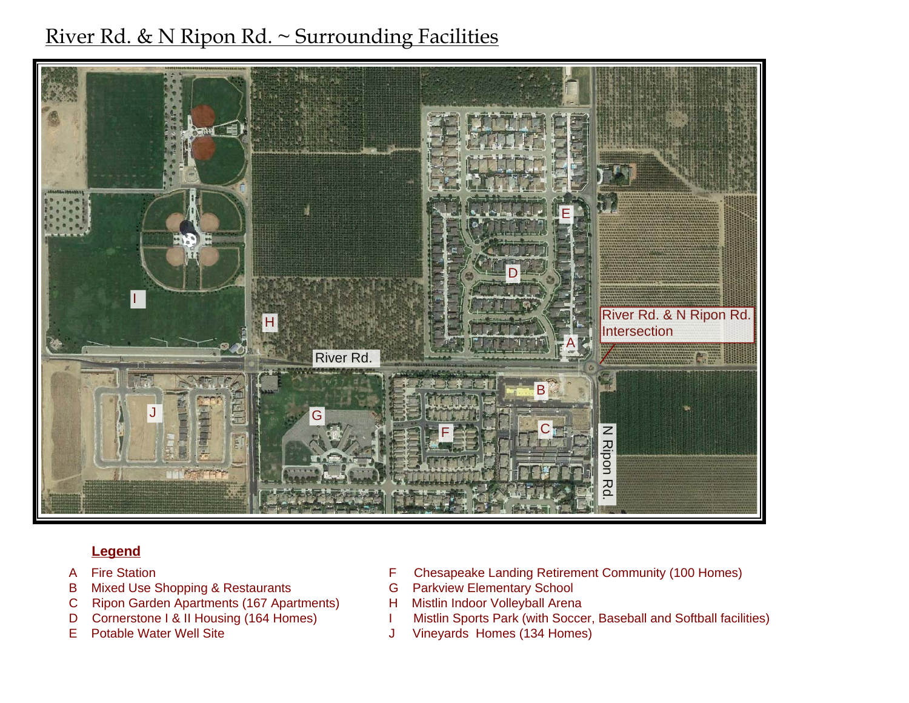# River Rd. & N Ripon Rd. ~ Surrounding Facilities

**Legend**

- A Fire Station
- B Mixed Use Shopping & Restaurants
- C Ripon Garden Apartments (167 Apartments)
- D Cornerstone I & II Housing (164 Homes)
- E Potable Water Well Site
- F Chesapeake Landing Retirement Community (100 Homes)
- G Parkview Elementary School
- H Mistlin Indoor Volleyball Arena
- I Mistlin Sports Park (with Soccer, Baseball and Softball facilities)
- J Vineyards Homes (134 Homes)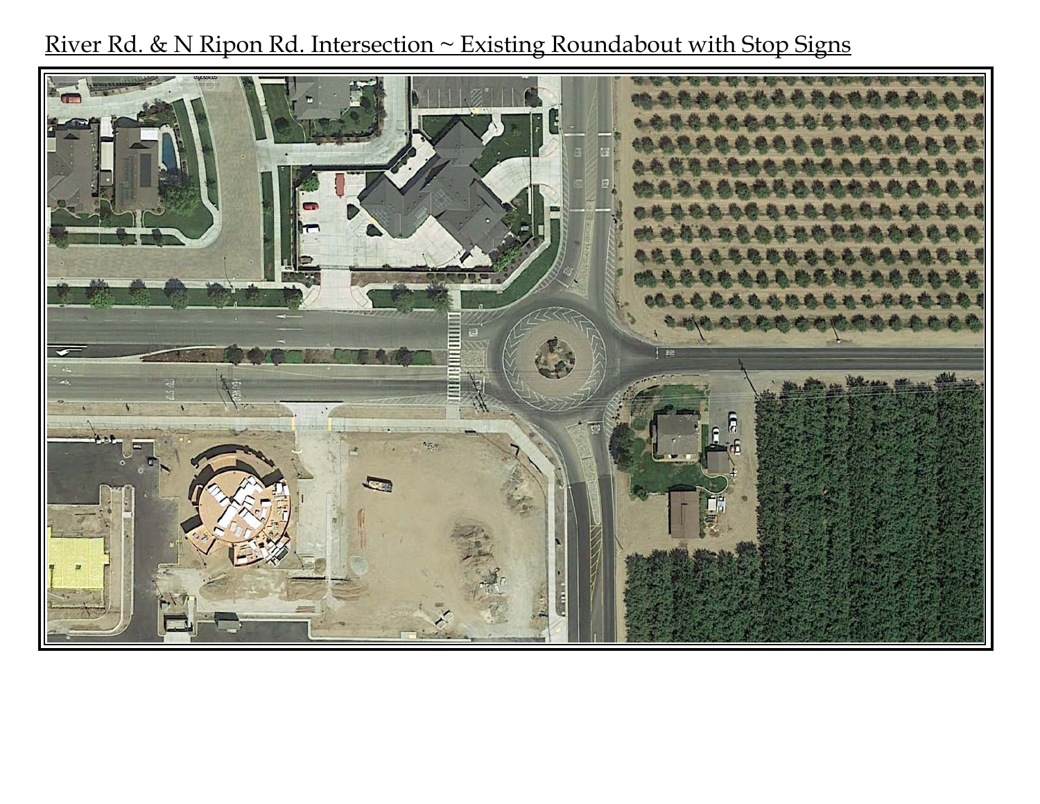River Rd. & N Ripon Rd. Intersection ~ Existing Roundabout with Stop Signs